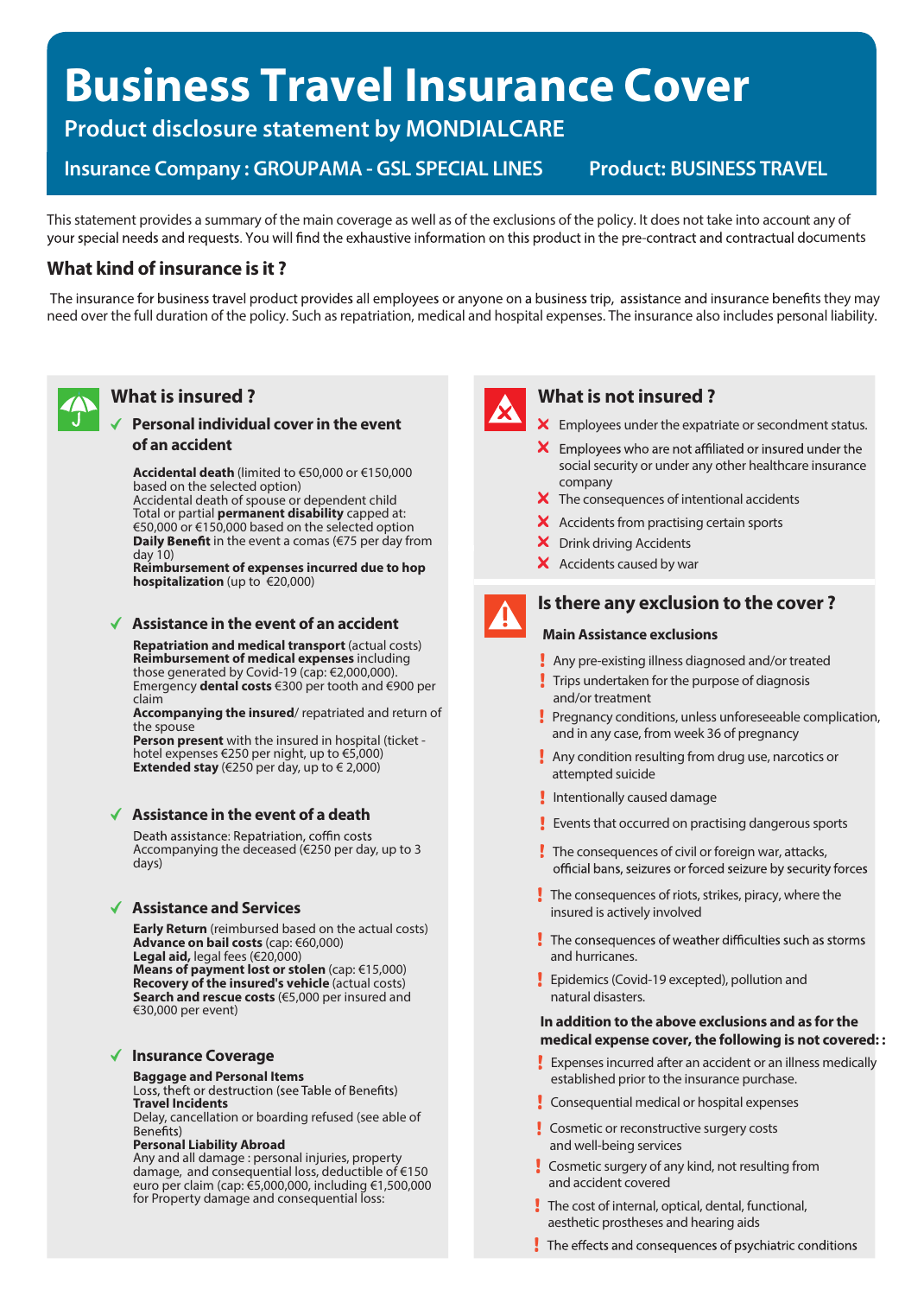# Business Travel Insurance Cover

## Product disclosure statement by MONDIALCARE

**Insurance Company : GROUPAMA - GSL SPECIAL LINES** | **Product: BUSINESS TRAVEL**

This statement provides a summary of the main coverage as well as of the exclusions of the policy. It does not take into account any of your special needs and requests. You will find the exhaustive information on this product in the pre-contract and contractual documents

## What kind of insurance is it ?

The insurance for business travel product provides all employees or anyone on a business trip, assistance and insurance benefits they may need over the full duration of the policy. Such as repatriation, medical and hospital expenses. The insurance also includes personal liability.

## What is insured ?

### ✓ Personal individual cover in the event of an accident

**Accidental death** (limited to €50,000 or €150,000 based on the selected option)
Accidental death of spouse or dependent child
Total or partial **permanent disability** capped at: €50,000 or €150,000 based on the selected option
**Daily Benefit** in the event a comas (€75 per day from day 10)
**Reimbursement of expenses incurred due to hop hospitalization** (up to €20,000)

### ✓ Assistance in the event of an accident

**Repatriation and medical transport** (actual costs)
**Reimbursement of medical expenses** including those generated by Covid-19 (cap: €2,000,000).
Emergency **dental costs** €300 per tooth and €900 per claim
**Accompanying the insured**/ repatriated and return of the spouse
**Person present** with the insured in hospital (ticket - hotel expenses €250 per night, up to €5,000)
**Extended stay** (€250 per day, up to € 2,000)

### ✓ Assistance in the event of a death

Death assistance: Repatriation, coffin costs
Accompanying the deceased (€250 per day, up to 3 days)

### ✓ Assistance and Services

**Early Return** (reimbursed based on the actual costs)
**Advance on bail costs** (cap: €60,000)
**Legal aid,** legal fees (€20,000)
**Means of payment lost or stolen** (cap: €15,000)
**Recovery of the insured's vehicle** (actual costs)
**Search and rescue costs** (€5,000 per insured and €30,000 per event)

### ✓ Insurance Coverage

**Baggage and Personal Items**
Loss, theft or destruction (see Table of Benefits)
**Travel Incidents**
Delay, cancellation or boarding refused (see able of Benefits)
**Personal Liability Abroad**
Any and all damage : personal injuries, property damage, and consequential loss, deductible of €150 euro per claim (cap: €5,000,000, including €1,500,000 for Property damage and consequential loss:

## What is not insured ?

- ✗ Employees under the expatriate or secondment status.
- ✗ Employees who are not affiliated or insured under the social security or under any other healthcare insurance company
- ✗ The consequences of intentional accidents
- ✗ Accidents from practising certain sports
- ✗ Drink driving Accidents
- ✗ Accidents caused by war

## Is there any exclusion to the cover ?

**Main Assistance exclusions**

- ! Any pre-existing illness diagnosed and/or treated
- ! Trips undertaken for the purpose of diagnosis and/or treatment
- ! Pregnancy conditions, unless unforeseeable complication, and in any case, from week 36 of pregnancy
- ! Any condition resulting from drug use, narcotics or attempted suicide
- ! Intentionally caused damage
- ! Events that occurred on practising dangerous sports
- ! The consequences of civil or foreign war, attacks, official bans, seizures or forced seizure by security forces
- ! The consequences of riots, strikes, piracy, where the insured is actively involved
- ! The consequences of weather difficulties such as storms and hurricanes.
- ! Epidemics (Covid-19 excepted), pollution and natural disasters.

**In addition to the above exclusions and as for the medical expense cover, the following is not covered: :**

- ! Expenses incurred after an accident or an illness medically established prior to the insurance purchase.
- ! Consequential medical or hospital expenses
- ! Cosmetic or reconstructive surgery costs and well-being services
- ! Cosmetic surgery of any kind, not resulting from and accident covered
- ! The cost of internal, optical, dental, functional, aesthetic prostheses and hearing aids
- ! The effects and consequences of psychiatric conditions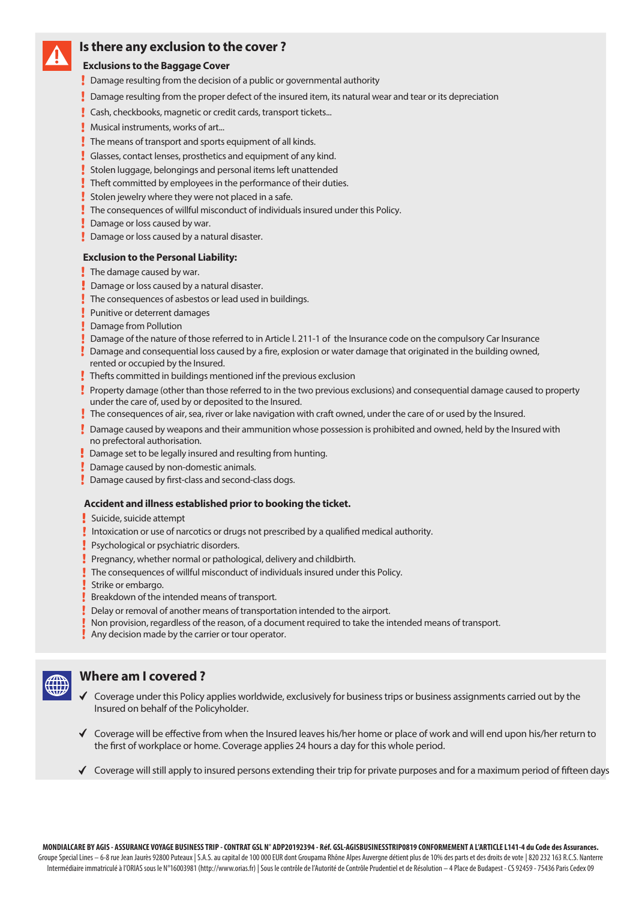## Is there any exclusion to the cover ?

### Exclusions to the Baggage Cover

- Damage resulting from the decision of a public or governmental authority
- Damage resulting from the proper defect of the insured item, its natural wear and tear or its depreciation
- Cash, checkbooks, magnetic or credit cards, transport tickets...
- Musical instruments, works of art...
- The means of transport and sports equipment of all kinds.
- Glasses, contact lenses, prosthetics and equipment of any kind.
- Stolen luggage, belongings and personal items left unattended
- Theft committed by employees in the performance of their duties.
- Stolen jewelry where they were not placed in a safe.
- The consequences of willful misconduct of individuals insured under this Policy.
- Damage or loss caused by war.
- Damage or loss caused by a natural disaster.

### Exclusion to the Personal Liability:

- The damage caused by war.
- Damage or loss caused by a natural disaster.
- The consequences of asbestos or lead used in buildings.
- Punitive or deterrent damages
- Damage from Pollution
- Damage of the nature of those referred to in Article l. 211-1 of the Insurance code on the compulsory Car Insurance
- Damage and consequential loss caused by a fire, explosion or water damage that originated in the building owned, rented or occupied by the Insured.
- Thefts committed in buildings mentioned inf the previous exclusion
- Property damage (other than those referred to in the two previous exclusions) and consequential damage caused to property under the care of, used by or deposited to the Insured.
- The consequences of air, sea, river or lake navigation with craft owned, under the care of or used by the Insured.
- Damage caused by weapons and their ammunition whose possession is prohibited and owned, held by the Insured with no prefectoral authorisation.
- Damage set to be legally insured and resulting from hunting.
- Damage caused by non-domestic animals.
- Damage caused by first-class and second-class dogs.

### Accident and illness established prior to booking the ticket.

- Suicide, suicide attempt
- Intoxication or use of narcotics or drugs not prescribed by a qualified medical authority.
- Psychological or psychiatric disorders.
- Pregnancy, whether normal or pathological, delivery and childbirth.
- The consequences of willful misconduct of individuals insured under this Policy.
- Strike or embargo.
- Breakdown of the intended means of transport.
- Delay or removal of another means of transportation intended to the airport.
- Non provision, regardless of the reason, of a document required to take the intended means of transport.
- Any decision made by the carrier or tour operator.

## Where am I covered ?

- ✔ Coverage under this Policy applies worldwide, exclusively for business trips or business assignments carried out by the Insured on behalf of the Policyholder.
- ✔ Coverage will be effective from when the Insured leaves his/her home or place of work and will end upon his/her return to the first of workplace or home. Coverage applies 24 hours a day for this whole period.
- ✔ Coverage will still apply to insured persons extending their trip for private purposes and for a maximum period of fifteen days

**MONDIALCARE BY AGIS - ASSURANCE VOYAGE BUSINESS TRIP - CONTRAT GSL N° ADP20192394 - Réf. GSL-AGISBUSINESSTRIP0819 CONFORMEMENT A L'ARTICLE L141-4 du Code des Assurances.**
Groupe Special Lines – 6-8 rue Jean Jaurès 92800 Puteaux | S.A.S. au capital de 100 000 EUR dont Groupama Rhône Alpes Auvergne détient plus de 10% des parts et des droits de vote | 820 232 163 R.C.S. Nanterre Intermédiaire immatriculé à l'ORIAS sous le N°16003981 (http://www.orias.fr) | Sous le contrôle de l'Autorité de Contrôle Prudentiel et de Résolution – 4 Place de Budapest - CS 92459 - 75436 Paris Cedex 09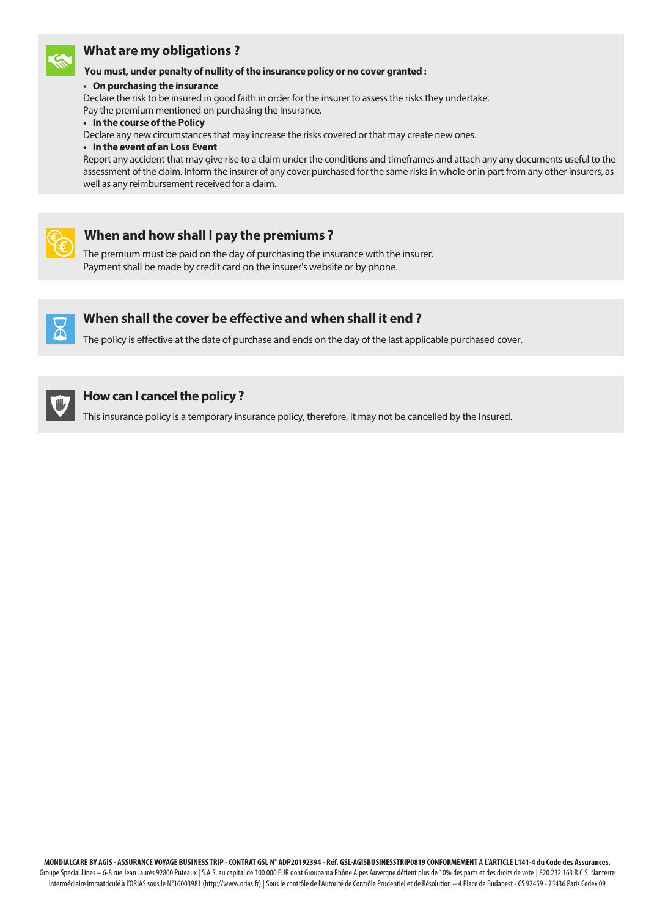## What are my obligations ?

**You must, under penalty of nullity of the insurance policy or no cover granted :**

- **On purchasing the insurance**

Declare the risk to be insured in good faith in order for the insurer to assess the risks they undertake.
Pay the premium mentioned on purchasing the Insurance.

- **In the course of the Policy**

Declare any new circumstances that may increase the risks covered or that may create new ones.

- **In the event of an Loss Event**

Report any accident that may give rise to a claim under the conditions and timeframes and attach any any documents useful to the assessment of the claim. Inform the insurer of any cover purchased for the same risks in whole or in part from any other insurers, as well as any reimbursement received for a claim.

## When and how shall I pay the premiums ?

The premium must be paid on the day of purchasing the insurance with the insurer.
Payment shall be made by credit card on the insurer's website or by phone.

## When shall the cover be effective and when shall it end ?

The policy is effective at the date of purchase and ends on the day of the last applicable purchased cover.

## How can I cancel the policy ?

This insurance policy is a temporary insurance policy, therefore, it may not be cancelled by the Insured.

**MONDIALCARE BY AGIS - ASSURANCE VOYAGE BUSINESS TRIP - CONTRAT GSL N° ADP20192394 - Réf. GSL-AGISBUSINESSTRIP0819 CONFORMEMENT A L'ARTICLE L141-4 du Code des Assurances.**
Groupe Special Lines – 6-8 rue Jean Jaurès 92800 Puteaux | S.A.S. au capital de 100 000 EUR dont Groupama Rhône Alpes Auvergne détient plus de 10% des parts et des droits de vote | 820 232 163 R.C.S. Nanterre
Intermédiaire immatriculé à l'ORIAS sous le N°16003981 (http://www.orias.fr) | Sous le contrôle de l'Autorité de Contrôle Prudentiel et de Résolution – 4 Place de Budapest - CS 92459 - 75436 Paris Cedex 09